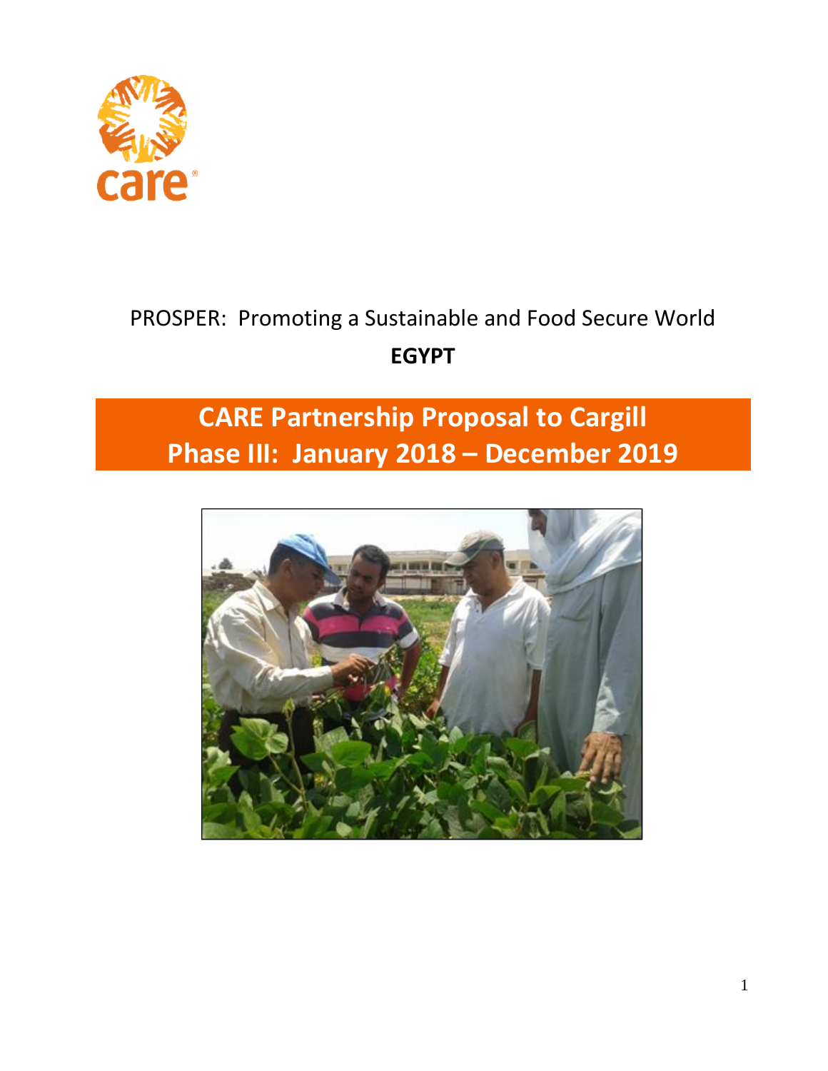care

PROSPER: Promoting a Sustainable and Food Secure World

**EGYPT**

# CARE Partnership Proposal to Cargill
# Phase III: January 2018 – December 2019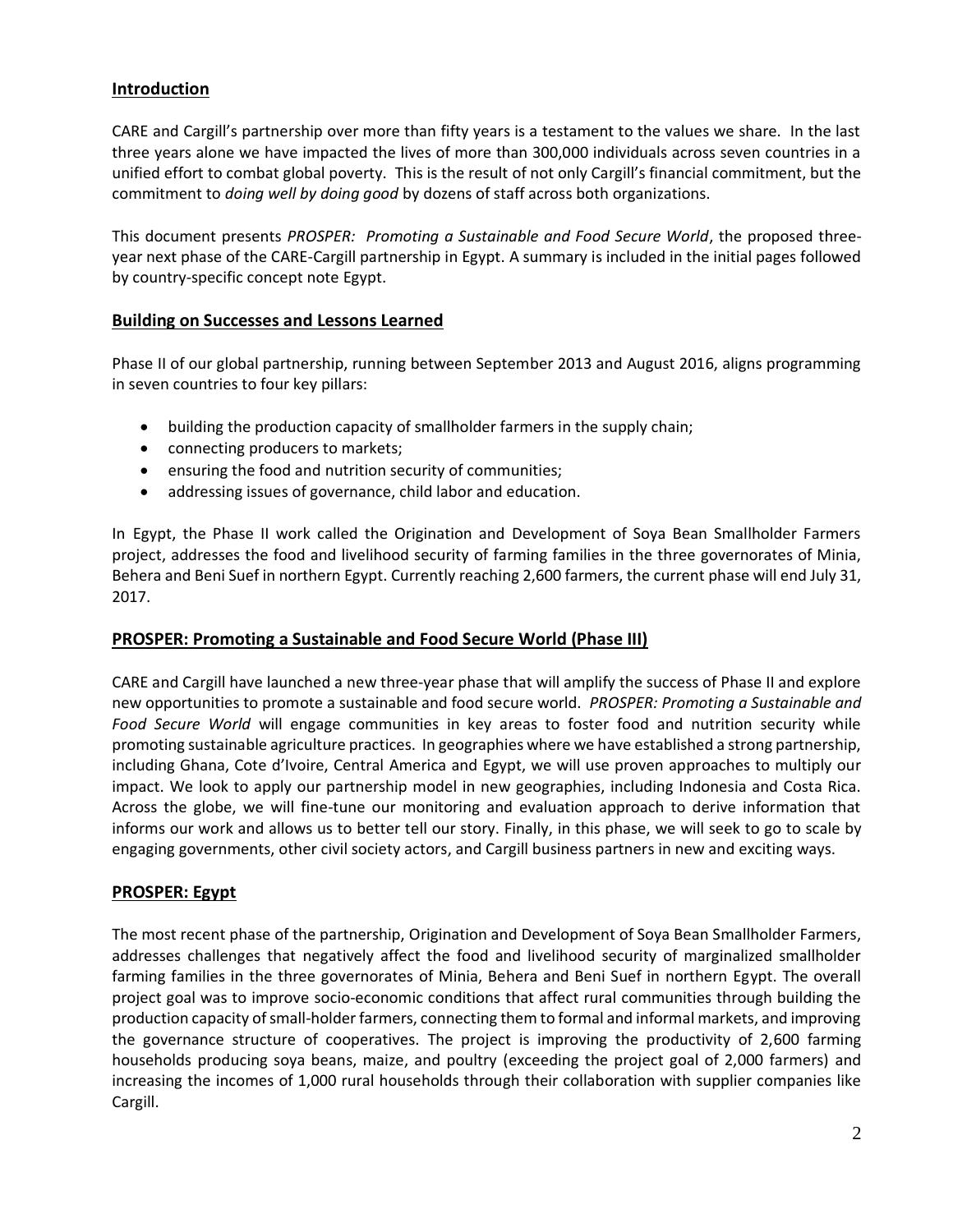## Introduction

CARE and Cargill's partnership over more than fifty years is a testament to the values we share. In the last three years alone we have impacted the lives of more than 300,000 individuals across seven countries in a unified effort to combat global poverty. This is the result of not only Cargill's financial commitment, but the commitment to *doing well by doing good* by dozens of staff across both organizations.

This document presents *PROSPER: Promoting a Sustainable and Food Secure World*, the proposed three-year next phase of the CARE-Cargill partnership in Egypt. A summary is included in the initial pages followed by country-specific concept note Egypt.

## Building on Successes and Lessons Learned

Phase II of our global partnership, running between September 2013 and August 2016, aligns programming in seven countries to four key pillars:

- building the production capacity of smallholder farmers in the supply chain;
- connecting producers to markets;
- ensuring the food and nutrition security of communities;
- addressing issues of governance, child labor and education.

In Egypt, the Phase II work called the Origination and Development of Soya Bean Smallholder Farmers project, addresses the food and livelihood security of farming families in the three governorates of Minia, Behera and Beni Suef in northern Egypt. Currently reaching 2,600 farmers, the current phase will end July 31, 2017.

## PROSPER: Promoting a Sustainable and Food Secure World (Phase III)

CARE and Cargill have launched a new three-year phase that will amplify the success of Phase II and explore new opportunities to promote a sustainable and food secure world. *PROSPER: Promoting a Sustainable and Food Secure World* will engage communities in key areas to foster food and nutrition security while promoting sustainable agriculture practices. In geographies where we have established a strong partnership, including Ghana, Cote d'Ivoire, Central America and Egypt, we will use proven approaches to multiply our impact. We look to apply our partnership model in new geographies, including Indonesia and Costa Rica. Across the globe, we will fine-tune our monitoring and evaluation approach to derive information that informs our work and allows us to better tell our story. Finally, in this phase, we will seek to go to scale by engaging governments, other civil society actors, and Cargill business partners in new and exciting ways.

## PROSPER: Egypt

The most recent phase of the partnership, Origination and Development of Soya Bean Smallholder Farmers, addresses challenges that negatively affect the food and livelihood security of marginalized smallholder farming families in the three governorates of Minia, Behera and Beni Suef in northern Egypt. The overall project goal was to improve socio-economic conditions that affect rural communities through building the production capacity of small-holder farmers, connecting them to formal and informal markets, and improving the governance structure of cooperatives. The project is improving the productivity of 2,600 farming households producing soya beans, maize, and poultry (exceeding the project goal of 2,000 farmers) and increasing the incomes of 1,000 rural households through their collaboration with supplier companies like Cargill.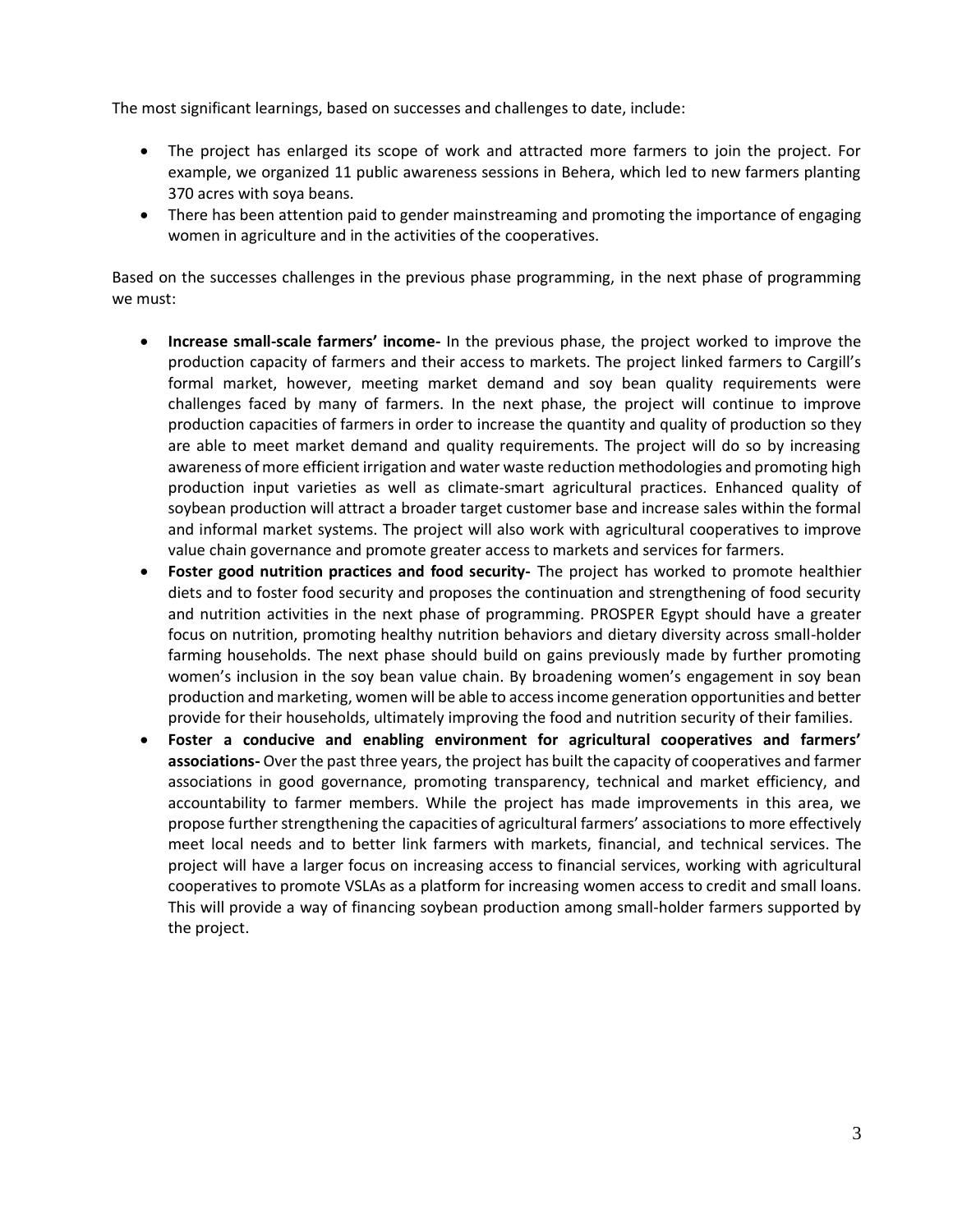The most significant learnings, based on successes and challenges to date, include:

- The project has enlarged its scope of work and attracted more farmers to join the project. For example, we organized 11 public awareness sessions in Behera, which led to new farmers planting 370 acres with soya beans.
- There has been attention paid to gender mainstreaming and promoting the importance of engaging women in agriculture and in the activities of the cooperatives.

Based on the successes challenges in the previous phase programming, in the next phase of programming we must:

- **Increase small-scale farmers' income-** In the previous phase, the project worked to improve the production capacity of farmers and their access to markets. The project linked farmers to Cargill's formal market, however, meeting market demand and soy bean quality requirements were challenges faced by many of farmers. In the next phase, the project will continue to improve production capacities of farmers in order to increase the quantity and quality of production so they are able to meet market demand and quality requirements. The project will do so by increasing awareness of more efficient irrigation and water waste reduction methodologies and promoting high production input varieties as well as climate-smart agricultural practices. Enhanced quality of soybean production will attract a broader target customer base and increase sales within the formal and informal market systems. The project will also work with agricultural cooperatives to improve value chain governance and promote greater access to markets and services for farmers.
- **Foster good nutrition practices and food security-** The project has worked to promote healthier diets and to foster food security and proposes the continuation and strengthening of food security and nutrition activities in the next phase of programming. PROSPER Egypt should have a greater focus on nutrition, promoting healthy nutrition behaviors and dietary diversity across small-holder farming households. The next phase should build on gains previously made by further promoting women's inclusion in the soy bean value chain. By broadening women's engagement in soy bean production and marketing, women will be able to access income generation opportunities and better provide for their households, ultimately improving the food and nutrition security of their families.
- **Foster a conducive and enabling environment for agricultural cooperatives and farmers' associations-** Over the past three years, the project has built the capacity of cooperatives and farmer associations in good governance, promoting transparency, technical and market efficiency, and accountability to farmer members. While the project has made improvements in this area, we propose further strengthening the capacities of agricultural farmers' associations to more effectively meet local needs and to better link farmers with markets, financial, and technical services. The project will have a larger focus on increasing access to financial services, working with agricultural cooperatives to promote VSLAs as a platform for increasing women access to credit and small loans. This will provide a way of financing soybean production among small-holder farmers supported by the project.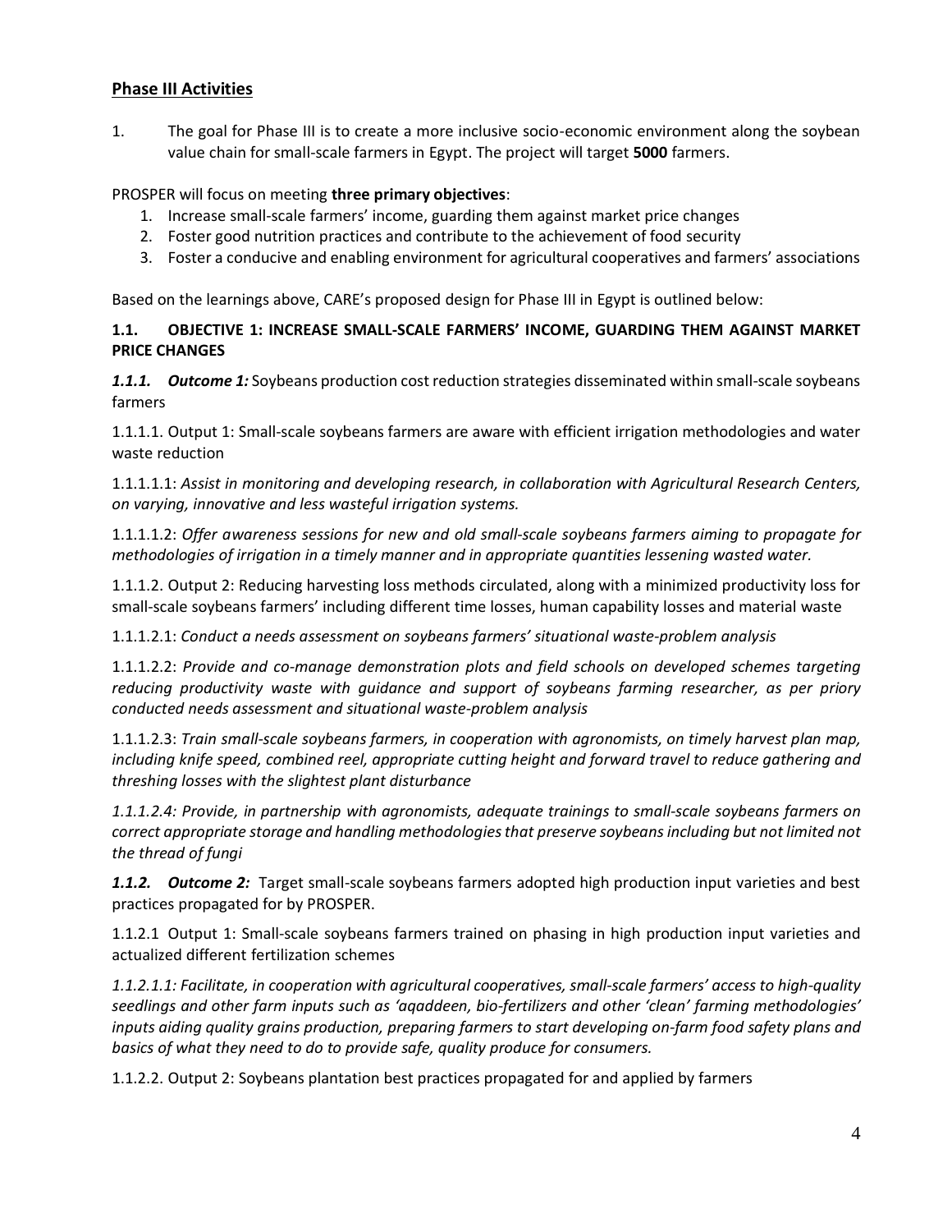## Phase III Activities

1. The goal for Phase III is to create a more inclusive socio-economic environment along the soybean value chain for small-scale farmers in Egypt. The project will target **5000** farmers.

PROSPER will focus on meeting **three primary objectives**:

1. Increase small-scale farmers' income, guarding them against market price changes
2. Foster good nutrition practices and contribute to the achievement of food security
3. Foster a conducive and enabling environment for agricultural cooperatives and farmers' associations

Based on the learnings above, CARE's proposed design for Phase III in Egypt is outlined below:

### 1.1. OBJECTIVE 1: INCREASE SMALL-SCALE FARMERS' INCOME, GUARDING THEM AGAINST MARKET PRICE CHANGES

***1.1.1. Outcome 1:*** Soybeans production cost reduction strategies disseminated within small-scale soybeans farmers

1.1.1.1. Output 1: Small-scale soybeans farmers are aware with efficient irrigation methodologies and water waste reduction

1.1.1.1.1: *Assist in monitoring and developing research, in collaboration with Agricultural Research Centers, on varying, innovative and less wasteful irrigation systems.*

1.1.1.1.2: *Offer awareness sessions for new and old small-scale soybeans farmers aiming to propagate for methodologies of irrigation in a timely manner and in appropriate quantities lessening wasted water.*

1.1.1.2. Output 2: Reducing harvesting loss methods circulated, along with a minimized productivity loss for small-scale soybeans farmers' including different time losses, human capability losses and material waste

1.1.1.2.1: *Conduct a needs assessment on soybeans farmers' situational waste-problem analysis*

1.1.1.2.2: *Provide and co-manage demonstration plots and field schools on developed schemes targeting reducing productivity waste with guidance and support of soybeans farming researcher, as per priory conducted needs assessment and situational waste-problem analysis*

1.1.1.2.3: *Train small-scale soybeans farmers, in cooperation with agronomists, on timely harvest plan map, including knife speed, combined reel, appropriate cutting height and forward travel to reduce gathering and threshing losses with the slightest plant disturbance*

*1.1.1.2.4: Provide, in partnership with agronomists, adequate trainings to small-scale soybeans farmers on correct appropriate storage and handling methodologies that preserve soybeans including but not limited not the thread of fungi*

***1.1.2. Outcome 2:*** Target small-scale soybeans farmers adopted high production input varieties and best practices propagated for by PROSPER.

1.1.2.1 Output 1: Small-scale soybeans farmers trained on phasing in high production input varieties and actualized different fertilization schemes

*1.1.2.1.1: Facilitate, in cooperation with agricultural cooperatives, small-scale farmers' access to high-quality seedlings and other farm inputs such as 'aqaddeen, bio-fertilizers and other 'clean' farming methodologies' inputs aiding quality grains production, preparing farmers to start developing on-farm food safety plans and basics of what they need to do to provide safe, quality produce for consumers.*

1.1.2.2. Output 2: Soybeans plantation best practices propagated for and applied by farmers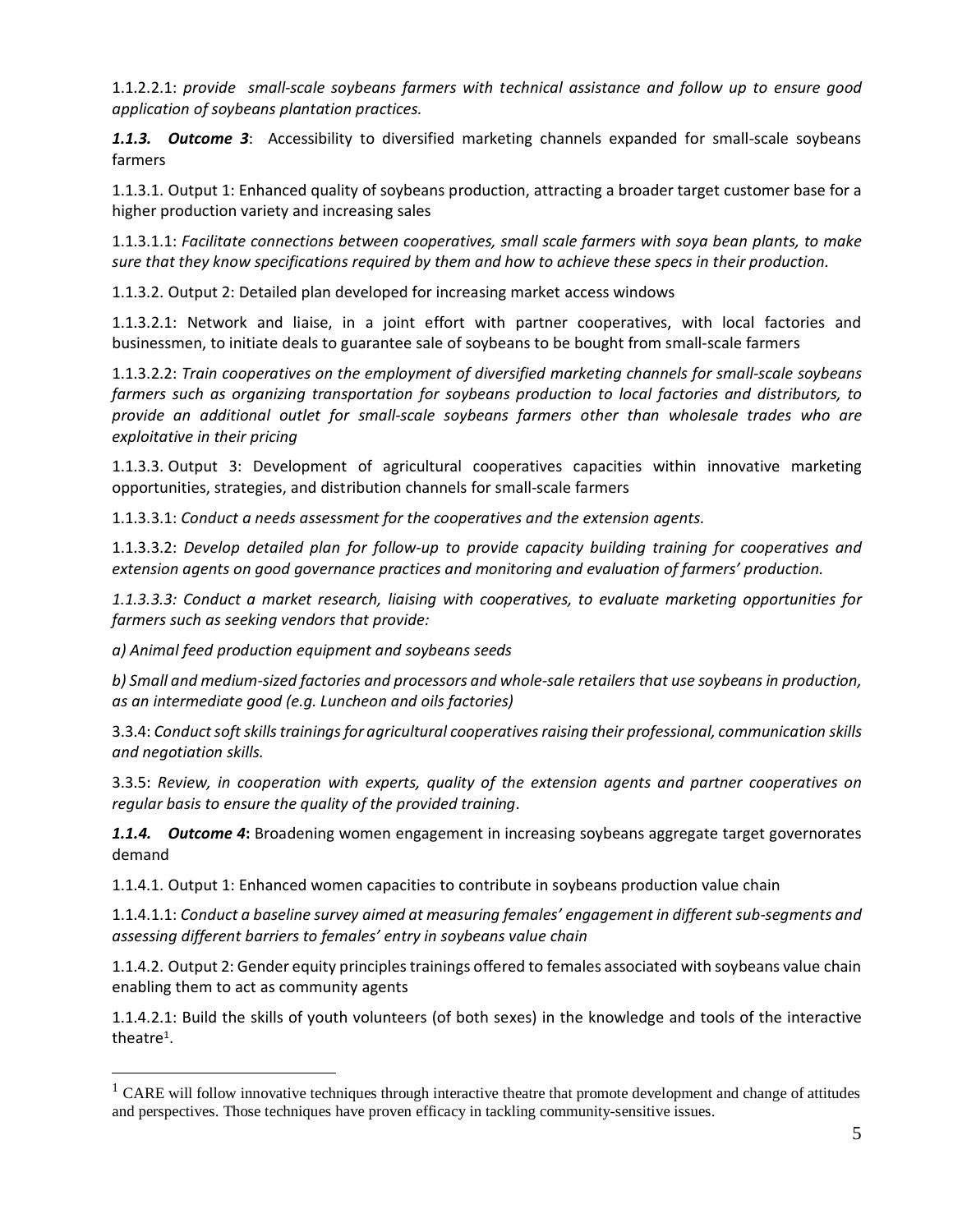1.1.2.2.1: *provide small-scale soybeans farmers with technical assistance and follow up to ensure good application of soybeans plantation practices.*

***1.1.3. Outcome 3***: Accessibility to diversified marketing channels expanded for small-scale soybeans farmers

1.1.3.1. Output 1: Enhanced quality of soybeans production, attracting a broader target customer base for a higher production variety and increasing sales

1.1.3.1.1: *Facilitate connections between cooperatives, small scale farmers with soya bean plants, to make sure that they know specifications required by them and how to achieve these specs in their production.*

1.1.3.2. Output 2: Detailed plan developed for increasing market access windows

1.1.3.2.1: Network and liaise, in a joint effort with partner cooperatives, with local factories and businessmen, to initiate deals to guarantee sale of soybeans to be bought from small-scale farmers

1.1.3.2.2: *Train cooperatives on the employment of diversified marketing channels for small-scale soybeans farmers such as organizing transportation for soybeans production to local factories and distributors, to provide an additional outlet for small-scale soybeans farmers other than wholesale trades who are exploitative in their pricing*

1.1.3.3. Output 3: Development of agricultural cooperatives capacities within innovative marketing opportunities, strategies, and distribution channels for small-scale farmers

1.1.3.3.1: *Conduct a needs assessment for the cooperatives and the extension agents.*

1.1.3.3.2: *Develop detailed plan for follow-up to provide capacity building training for cooperatives and extension agents on good governance practices and monitoring and evaluation of farmers' production.*

*1.1.3.3.3: Conduct a market research, liaising with cooperatives, to evaluate marketing opportunities for farmers such as seeking vendors that provide:*

*a) Animal feed production equipment and soybeans seeds*

*b) Small and medium-sized factories and processors and whole-sale retailers that use soybeans in production, as an intermediate good (e.g. Luncheon and oils factories)*

3.3.4: *Conduct soft skills trainings for agricultural cooperatives raising their professional, communication skills and negotiation skills.*

3.3.5: *Review, in cooperation with experts, quality of the extension agents and partner cooperatives on regular basis to ensure the quality of the provided training*.

***1.1.4. Outcome 4*:** Broadening women engagement in increasing soybeans aggregate target governorates demand

1.1.4.1. Output 1: Enhanced women capacities to contribute in soybeans production value chain

1.1.4.1.1: *Conduct a baseline survey aimed at measuring females' engagement in different sub-segments and assessing different barriers to females' entry in soybeans value chain*

1.1.4.2. Output 2: Gender equity principles trainings offered to females associated with soybeans value chain enabling them to act as community agents

1.1.4.2.1: Build the skills of youth volunteers (of both sexes) in the knowledge and tools of the interactive theatre[1].

[1] CARE will follow innovative techniques through interactive theatre that promote development and change of attitudes and perspectives. Those techniques have proven efficacy in tackling community-sensitive issues.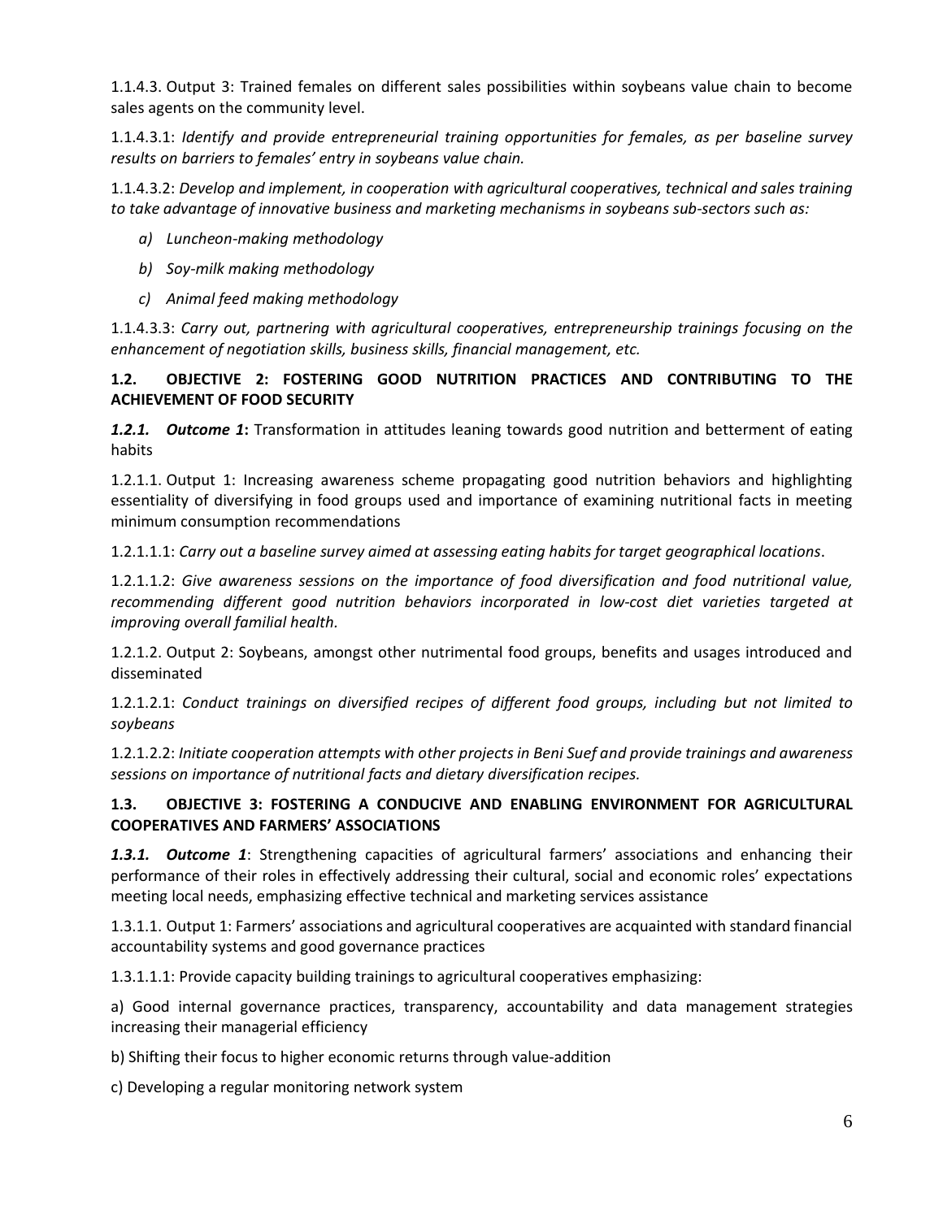1.1.4.3. Output 3: Trained females on different sales possibilities within soybeans value chain to become sales agents on the community level.

1.1.4.3.1: *Identify and provide entrepreneurial training opportunities for females, as per baseline survey results on barriers to females' entry in soybeans value chain.*

1.1.4.3.2: *Develop and implement, in cooperation with agricultural cooperatives, technical and sales training to take advantage of innovative business and marketing mechanisms in soybeans sub-sectors such as:*

- *a) Luncheon-making methodology*
- *b) Soy-milk making methodology*
- *c) Animal feed making methodology*

1.1.4.3.3: *Carry out, partnering with agricultural cooperatives, entrepreneurship trainings focusing on the enhancement of negotiation skills, business skills, financial management, etc.*

## 1.2. OBJECTIVE 2: FOSTERING GOOD NUTRITION PRACTICES AND CONTRIBUTING TO THE ACHIEVEMENT OF FOOD SECURITY

***1.2.1. Outcome 1*****:** Transformation in attitudes leaning towards good nutrition and betterment of eating habits

1.2.1.1. Output 1: Increasing awareness scheme propagating good nutrition behaviors and highlighting essentiality of diversifying in food groups used and importance of examining nutritional facts in meeting minimum consumption recommendations

1.2.1.1.1: *Carry out a baseline survey aimed at assessing eating habits for target geographical locations*.

1.2.1.1.2: *Give awareness sessions on the importance of food diversification and food nutritional value, recommending different good nutrition behaviors incorporated in low-cost diet varieties targeted at improving overall familial health.*

1.2.1.2. Output 2: Soybeans, amongst other nutrimental food groups, benefits and usages introduced and disseminated

1.2.1.2.1: *Conduct trainings on diversified recipes of different food groups, including but not limited to soybeans*

1.2.1.2.2: *Initiate cooperation attempts with other projects in Beni Suef and provide trainings and awareness sessions on importance of nutritional facts and dietary diversification recipes.*

## 1.3. OBJECTIVE 3: FOSTERING A CONDUCIVE AND ENABLING ENVIRONMENT FOR AGRICULTURAL COOPERATIVES AND FARMERS' ASSOCIATIONS

***1.3.1. Outcome 1***: Strengthening capacities of agricultural farmers' associations and enhancing their performance of their roles in effectively addressing their cultural, social and economic roles' expectations meeting local needs, emphasizing effective technical and marketing services assistance

1.3.1.1. Output 1: Farmers' associations and agricultural cooperatives are acquainted with standard financial accountability systems and good governance practices

1.3.1.1.1: Provide capacity building trainings to agricultural cooperatives emphasizing:

a) Good internal governance practices, transparency, accountability and data management strategies increasing their managerial efficiency

b) Shifting their focus to higher economic returns through value-addition

c) Developing a regular monitoring network system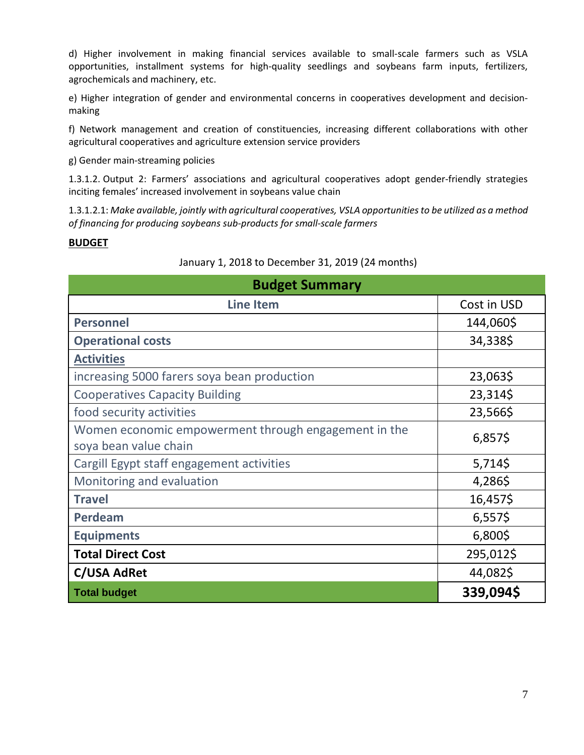d) Higher involvement in making financial services available to small-scale farmers such as VSLA opportunities, installment systems for high-quality seedlings and soybeans farm inputs, fertilizers, agrochemicals and machinery, etc.

e) Higher integration of gender and environmental concerns in cooperatives development and decision-making

f) Network management and creation of constituencies, increasing different collaborations with other agricultural cooperatives and agriculture extension service providers

g) Gender main-streaming policies

1.3.1.2. Output 2: Farmers' associations and agricultural cooperatives adopt gender-friendly strategies inciting females' increased involvement in soybeans value chain

1.3.1.2.1: *Make available, jointly with agricultural cooperatives, VSLA opportunities to be utilized as a method of financing for producing soybeans sub-products for small-scale farmers*

**BUDGET**

January 1, 2018 to December 31, 2019 (24 months)

| **Budget Summary** | |
|---|---|
| **Line Item** | Cost in USD |
| **Personnel** | 144,060$ |
| **Operational costs** | 34,338$ |
| **Activities** | |
| increasing 5000 farers soya bean production | 23,063$ |
| Cooperatives Capacity Building | 23,314$ |
| food security activities | 23,566$ |
| Women economic empowerment through engagement in the soya bean value chain | 6,857$ |
| Cargill Egypt staff engagement activities | 5,714$ |
| Monitoring and evaluation | 4,286$ |
| **Travel** | 16,457$ |
| **Perdeam** | 6,557$ |
| **Equipments** | 6,800$ |
| **Total Direct Cost** | 295,012$ |
| **C/USA AdRet** | 44,082$ |
| **Total budget** | **339,094$** |